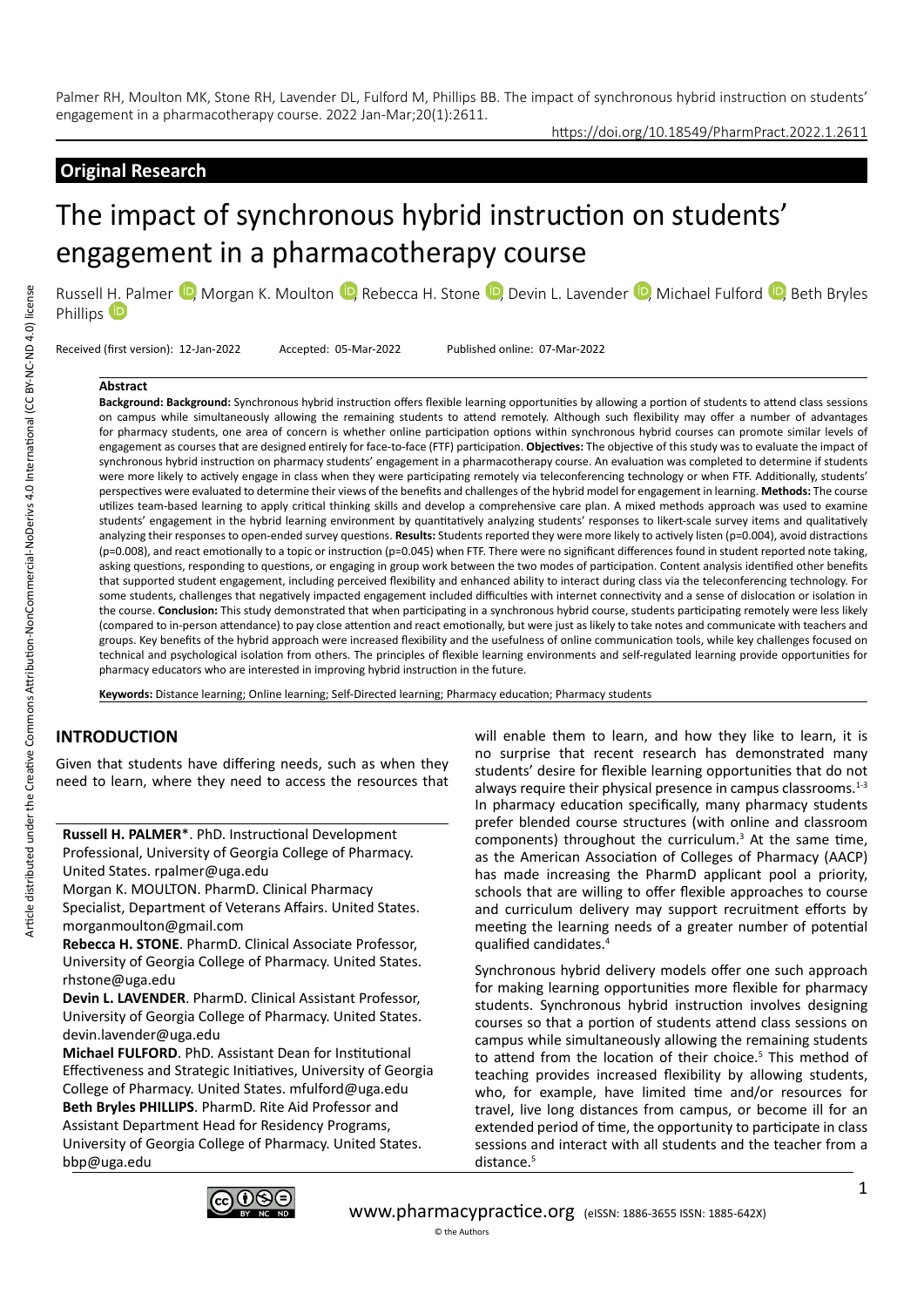Palmer RH, Moulton MK, Stone RH, Lavender DL, Fulford M, Phillips BB. The impact of synchronous hybrid instruction on students' engagement in a pharmacotherapy course. 2022 Jan-Mar;20(1):2611.

https://doi.org/10.18549/PharmPract.2022.1.2611

**Original Research**

# The impact of synchronous hybrid instruction on students' engagement in a pharmacotherapy course

Russell H. Palmer, Morgan K. Moulton, Rebecca H. Stone, Devin L. Lavender, Michael Fulford, Beth Bryles Phillips

Received (first version): 12-Jan-2022 Accepted: 05-Mar-2022 Published online: 07-Mar-2022

### Abstract

**Background: Background:** Synchronous hybrid instruction offers flexible learning opportunities by allowing a portion of students to attend class sessions on campus while simultaneously allowing the remaining students to attend remotely. Although such flexibility may offer a number of advantages for pharmacy students, one area of concern is whether online participation options within synchronous hybrid courses can promote similar levels of engagement as courses that are designed entirely for face-to-face (FTF) participation. **Objectives:** The objective of this study was to evaluate the impact of synchronous hybrid instruction on pharmacy students' engagement in a pharmacotherapy course. An evaluation was completed to determine if students were more likely to actively engage in class when they were participating remotely via teleconferencing technology or when FTF. Additionally, students' perspectives were evaluated to determine their views of the benefits and challenges of the hybrid model for engagement in learning. **Methods:** The course utilizes team-based learning to apply critical thinking skills and develop a comprehensive care plan. A mixed methods approach was used to examine students' engagement in the hybrid learning environment by quantitatively analyzing students' responses to likert-scale survey items and qualitatively analyzing their responses to open-ended survey questions. **Results:** Students reported they were more likely to actively listen (p=0.004), avoid distractions (p=0.008), and react emotionally to a topic or instruction (p=0.045) when FTF. There were no significant differences found in student reported note taking, asking questions, responding to questions, or engaging in group work between the two modes of participation. Content analysis identified other benefits that supported student engagement, including perceived flexibility and enhanced ability to interact during class via the teleconferencing technology. For some students, challenges that negatively impacted engagement included difficulties with internet connectivity and a sense of dislocation or isolation in the course. **Conclusion:** This study demonstrated that when participating in a synchronous hybrid course, students participating remotely were less likely (compared to in-person attendance) to pay close attention and react emotionally, but were just as likely to take notes and communicate with teachers and groups. Key benefits of the hybrid approach were increased flexibility and the usefulness of online communication tools, while key challenges focused on technical and psychological isolation from others. The principles of flexible learning environments and self-regulated learning provide opportunities for pharmacy educators who are interested in improving hybrid instruction in the future.

**Keywords:** Distance learning; Online learning; Self-Directed learning; Pharmacy education; Pharmacy students

## INTRODUCTION

Given that students have differing needs, such as when they need to learn, where they need to access the resources that will enable them to learn, and how they like to learn, it is no surprise that recent research has demonstrated many students' desire for flexible learning opportunities that do not always require their physical presence in campus classrooms.[1-3] In pharmacy education specifically, many pharmacy students prefer blended course structures (with online and classroom components) throughout the curriculum.[3] At the same time, as the American Association of Colleges of Pharmacy (AACP) has made increasing the PharmD applicant pool a priority, schools that are willing to offer flexible approaches to course and curriculum delivery may support recruitment efforts by meeting the learning needs of a greater number of potential qualified candidates.[4]

Synchronous hybrid delivery models offer one such approach for making learning opportunities more flexible for pharmacy students. Synchronous hybrid instruction involves designing courses so that a portion of students attend class sessions on campus while simultaneously allowing the remaining students to attend from the location of their choice.[5] This method of teaching provides increased flexibility by allowing students, who, for example, have limited time and/or resources for travel, live long distances from campus, or become ill for an extended period of time, the opportunity to participate in class sessions and interact with all students and the teacher from a distance.[5]

**Russell H. PALMER***. PhD. Instructional Development Professional, University of Georgia College of Pharmacy. United States. rpalmer@uga.edu
Morgan K. MOULTON. PharmD. Clinical Pharmacy Specialist, Department of Veterans Affairs. United States. morganmoulton@gmail.com
**Rebecca H. STONE**. PharmD. Clinical Associate Professor, University of Georgia College of Pharmacy. United States. rhstone@uga.edu
**Devin L. LAVENDER**. PharmD. Clinical Assistant Professor, University of Georgia College of Pharmacy. United States. devin.lavender@uga.edu
**Michael FULFORD**. PhD. Assistant Dean for Institutional Effectiveness and Strategic Initiatives, University of Georgia College of Pharmacy. United States. mfulford@uga.edu
**Beth Bryles PHILLIPS**. PharmD. Rite Aid Professor and Assistant Department Head for Residency Programs, University of Georgia College of Pharmacy. United States. bbp@uga.edu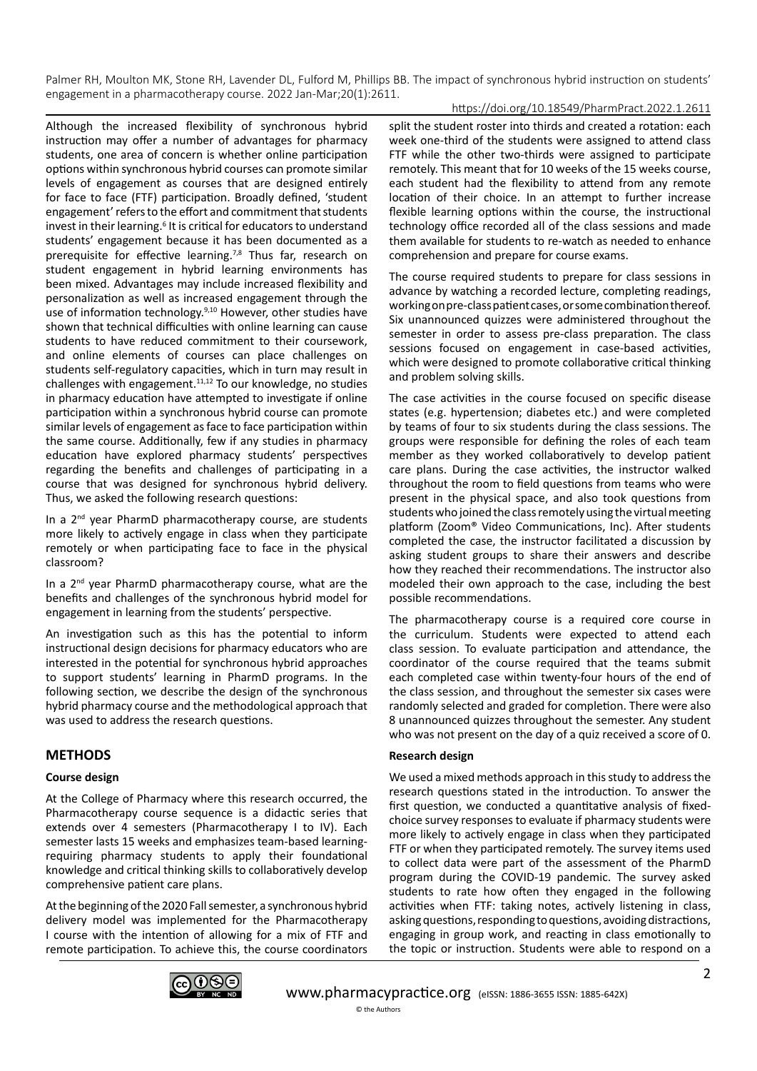Although the increased flexibility of synchronous hybrid instruction may offer a number of advantages for pharmacy students, one area of concern is whether online participation options within synchronous hybrid courses can promote similar levels of engagement as courses that are designed entirely for face to face (FTF) participation. Broadly defined, 'student engagement' refers to the effort and commitment that students invest in their learning.[6] It is critical for educators to understand students' engagement because it has been documented as a prerequisite for effective learning.[7,8] Thus far, research on student engagement in hybrid learning environments has been mixed. Advantages may include increased flexibility and personalization as well as increased engagement through the use of information technology.[9,10] However, other studies have shown that technical difficulties with online learning can cause students to have reduced commitment to their coursework, and online elements of courses can place challenges on students self-regulatory capacities, which in turn may result in challenges with engagement.[11,12] To our knowledge, no studies in pharmacy education have attempted to investigate if online participation within a synchronous hybrid course can promote similar levels of engagement as face to face participation within the same course. Additionally, few if any studies in pharmacy education have explored pharmacy students' perspectives regarding the benefits and challenges of participating in a course that was designed for synchronous hybrid delivery. Thus, we asked the following research questions:

In a 2nd year PharmD pharmacotherapy course, are students more likely to actively engage in class when they participate remotely or when participating face to face in the physical classroom?

In a 2nd year PharmD pharmacotherapy course, what are the benefits and challenges of the synchronous hybrid model for engagement in learning from the students' perspective.

An investigation such as this has the potential to inform instructional design decisions for pharmacy educators who are interested in the potential for synchronous hybrid approaches to support students' learning in PharmD programs. In the following section, we describe the design of the synchronous hybrid pharmacy course and the methodological approach that was used to address the research questions.

## METHODS

### Course design

At the College of Pharmacy where this research occurred, the Pharmacotherapy course sequence is a didactic series that extends over 4 semesters (Pharmacotherapy I to IV). Each semester lasts 15 weeks and emphasizes team-based learning-requiring pharmacy students to apply their foundational knowledge and critical thinking skills to collaboratively develop comprehensive patient care plans.

At the beginning of the 2020 Fall semester, a synchronous hybrid delivery model was implemented for the Pharmacotherapy I course with the intention of allowing for a mix of FTF and remote participation. To achieve this, the course coordinators split the student roster into thirds and created a rotation: each week one-third of the students were assigned to attend class FTF while the other two-thirds were assigned to participate remotely. This meant that for 10 weeks of the 15 weeks course, each student had the flexibility to attend from any remote location of their choice. In an attempt to further increase flexible learning options within the course, the instructional technology office recorded all of the class sessions and made them available for students to re-watch as needed to enhance comprehension and prepare for course exams.

The course required students to prepare for class sessions in advance by watching a recorded lecture, completing readings, working on pre-class patient cases, or some combination thereof. Six unannounced quizzes were administered throughout the semester in order to assess pre-class preparation. The class sessions focused on engagement in case-based activities, which were designed to promote collaborative critical thinking and problem solving skills.

The case activities in the course focused on specific disease states (e.g. hypertension; diabetes etc.) and were completed by teams of four to six students during the class sessions. The groups were responsible for defining the roles of each team member as they worked collaboratively to develop patient care plans. During the case activities, the instructor walked throughout the room to field questions from teams who were present in the physical space, and also took questions from students who joined the class remotely using the virtual meeting platform (Zoom® Video Communications, Inc). After students completed the case, the instructor facilitated a discussion by asking student groups to share their answers and describe how they reached their recommendations. The instructor also modeled their own approach to the case, including the best possible recommendations.

The pharmacotherapy course is a required core course in the curriculum. Students were expected to attend each class session. To evaluate participation and attendance, the coordinator of the course required that the teams submit each completed case within twenty-four hours of the end of the class session, and throughout the semester six cases were randomly selected and graded for completion. There were also 8 unannounced quizzes throughout the semester. Any student who was not present on the day of a quiz received a score of 0.

### Research design

We used a mixed methods approach in this study to address the research questions stated in the introduction. To answer the first question, we conducted a quantitative analysis of fixed-choice survey responses to evaluate if pharmacy students were more likely to actively engage in class when they participated FTF or when they participated remotely. The survey items used to collect data were part of the assessment of the PharmD program during the COVID-19 pandemic. The survey asked students to rate how often they engaged in the following activities when FTF: taking notes, actively listening in class, asking questions, responding to questions, avoiding distractions, engaging in group work, and reacting in class emotionally to the topic or instruction. Students were able to respond on a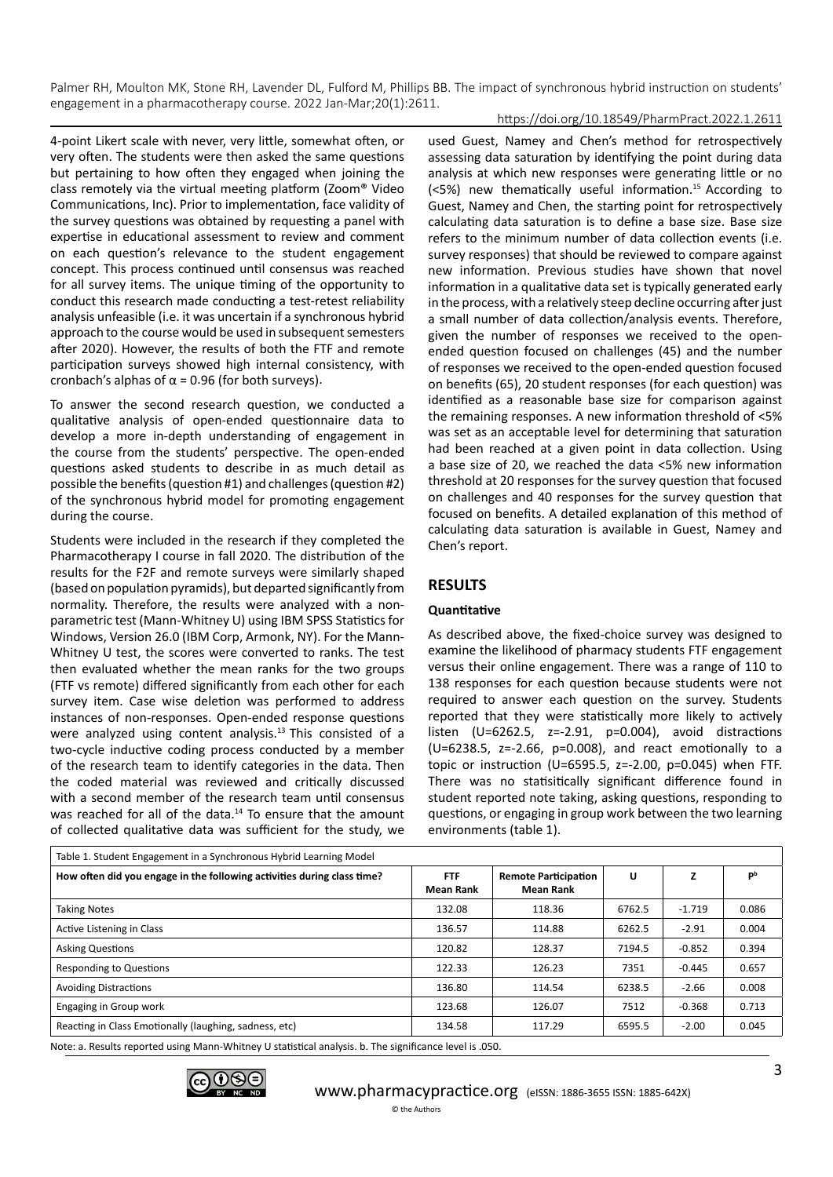4-point Likert scale with never, very little, somewhat often, or very often. The students were then asked the same questions but pertaining to how often they engaged when joining the class remotely via the virtual meeting platform (Zoom® Video Communications, Inc). Prior to implementation, face validity of the survey questions was obtained by requesting a panel with expertise in educational assessment to review and comment on each question's relevance to the student engagement concept. This process continued until consensus was reached for all survey items. The unique timing of the opportunity to conduct this research made conducting a test-retest reliability analysis unfeasible (i.e. it was uncertain if a synchronous hybrid approach to the course would be used in subsequent semesters after 2020). However, the results of both the FTF and remote participation surveys showed high internal consistency, with cronbach's alphas of $\alpha = 0.96$ (for both surveys).

To answer the second research question, we conducted a qualitative analysis of open-ended questionnaire data to develop a more in-depth understanding of engagement in the course from the students' perspective. The open-ended questions asked students to describe in as much detail as possible the benefits (question #1) and challenges (question #2) of the synchronous hybrid model for promoting engagement during the course.

Students were included in the research if they completed the Pharmacotherapy I course in fall 2020. The distribution of the results for the F2F and remote surveys were similarly shaped (based on population pyramids), but departed significantly from normality. Therefore, the results were analyzed with a non-parametric test (Mann-Whitney U) using IBM SPSS Statistics for Windows, Version 26.0 (IBM Corp, Armonk, NY). For the Mann-Whitney U test, the scores were converted to ranks. The test then evaluated whether the mean ranks for the two groups (FTF vs remote) differed significantly from each other for each survey item. Case wise deletion was performed to address instances of non-responses. Open-ended response questions were analyzed using content analysis.[13] This consisted of a two-cycle inductive coding process conducted by a member of the research team to identify categories in the data. Then the coded material was reviewed and critically discussed with a second member of the research team until consensus was reached for all of the data.[14] To ensure that the amount of collected qualitative data was sufficient for the study, we used Guest, Namey and Chen's method for retrospectively assessing data saturation by identifying the point during data analysis at which new responses were generating little or no (<5%) new thematically useful information.[15] According to Guest, Namey and Chen, the starting point for retrospectively calculating data saturation is to define a base size. Base size refers to the minimum number of data collection events (i.e. survey responses) that should be reviewed to compare against new information. Previous studies have shown that novel information in a qualitative data set is typically generated early in the process, with a relatively steep decline occurring after just a small number of data collection/analysis events. Therefore, given the number of responses we received to the open-ended question focused on challenges (45) and the number of responses we received to the open-ended question focused on benefits (65), 20 student responses (for each question) was identified as a reasonable base size for comparison against the remaining responses. A new information threshold of <5% was set as an acceptable level for determining that saturation had been reached at a given point in data collection. Using a base size of 20, we reached the data <5% new information threshold at 20 responses for the survey question that focused on challenges and 40 responses for the survey question that focused on benefits. A detailed explanation of this method of calculating data saturation is available in Guest, Namey and Chen's report.

## RESULTS

### Quantitative

As described above, the fixed-choice survey was designed to examine the likelihood of pharmacy students FTF engagement versus their online engagement. There was a range of 110 to 138 responses for each question because students were not required to answer each question on the survey. Students reported that they were statistically more likely to actively listen (U=6262.5, z=-2.91, p=0.004), avoid distractions (U=6238.5, z=-2.66, p=0.008), and react emotionally to a topic or instruction (U=6595.5, z=-2.00, p=0.045) when FTF. There was no statisitically significant difference found in student reported note taking, asking questions, responding to questions, or engaging in group work between the two learning environments (table 1).

Table 1. Student Engagement in a Synchronous Hybrid Learning Model

| How often did you engage in the following activities during class time? | FTF Mean Rank | Remote Participation Mean Rank | U | Z | P[b] |
|---|---|---|---|---|---|
| Taking Notes | 132.08 | 118.36 | 6762.5 | -1.719 | 0.086 |
| Active Listening in Class | 136.57 | 114.88 | 6262.5 | -2.91 | 0.004 |
| Asking Questions | 120.82 | 128.37 | 7194.5 | -0.852 | 0.394 |
| Responding to Questions | 122.33 | 126.23 | 7351 | -0.445 | 0.657 |
| Avoiding Distractions | 136.80 | 114.54 | 6238.5 | -2.66 | 0.008 |
| Engaging in Group work | 123.68 | 126.07 | 7512 | -0.368 | 0.713 |
| Reacting in Class Emotionally (laughing, sadness, etc) | 134.58 | 117.29 | 6595.5 | -2.00 | 0.045 |

Note: a. Results reported using Mann-Whitney U statistical analysis. b. The significance level is .050.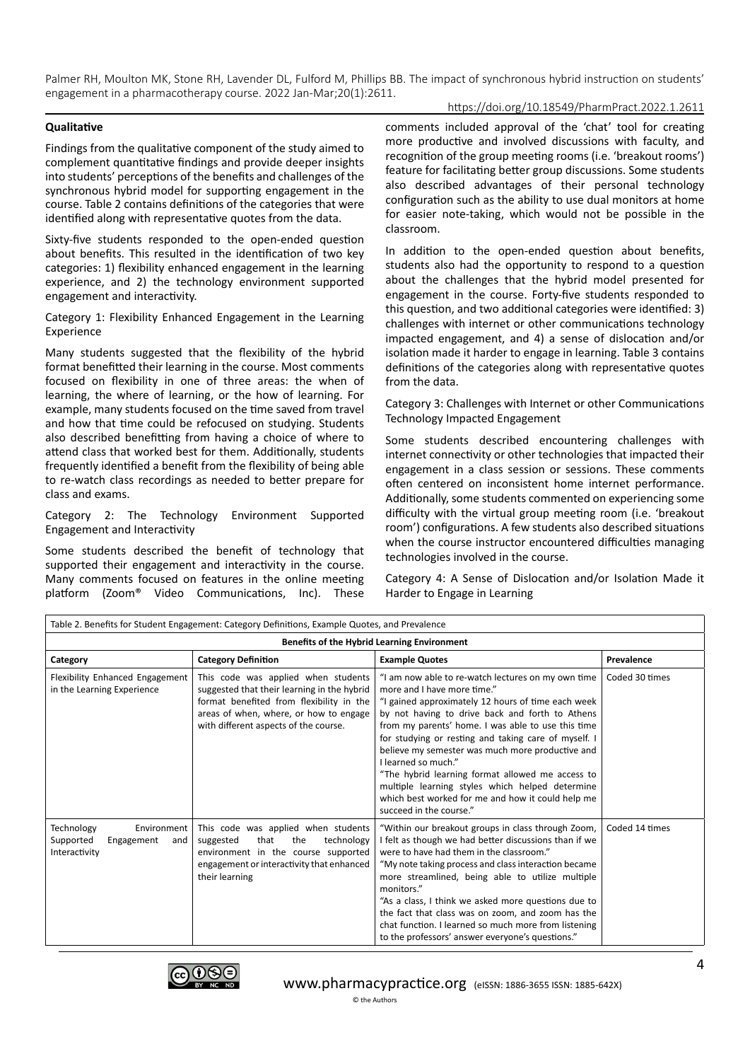### Qualitative

Findings from the qualitative component of the study aimed to complement quantitative findings and provide deeper insights into students' perceptions of the benefits and challenges of the synchronous hybrid model for supporting engagement in the course. Table 2 contains definitions of the categories that were identified along with representative quotes from the data.

Sixty-five students responded to the open-ended question about benefits. This resulted in the identification of two key categories: 1) flexibility enhanced engagement in the learning experience, and 2) the technology environment supported engagement and interactivity.

Category 1: Flexibility Enhanced Engagement in the Learning Experience

Many students suggested that the flexibility of the hybrid format benefitted their learning in the course. Most comments focused on flexibility in one of three areas: the when of learning, the where of learning, or the how of learning. For example, many students focused on the time saved from travel and how that time could be refocused on studying. Students also described benefitting from having a choice of where to attend class that worked best for them. Additionally, students frequently identified a benefit from the flexibility of being able to re-watch class recordings as needed to better prepare for class and exams.

Category 2: The Technology Environment Supported Engagement and Interactivity

Some students described the benefit of technology that supported their engagement and interactivity in the course. Many comments focused on features in the online meeting platform (Zoom® Video Communications, Inc). These comments included approval of the 'chat' tool for creating more productive and involved discussions with faculty, and recognition of the group meeting rooms (i.e. 'breakout rooms') feature for facilitating better group discussions. Some students also described advantages of their personal technology configuration such as the ability to use dual monitors at home for easier note-taking, which would not be possible in the classroom.

In addition to the open-ended question about benefits, students also had the opportunity to respond to a question about the challenges that the hybrid model presented for engagement in the course. Forty-five students responded to this question, and two additional categories were identified: 3) challenges with internet or other communications technology impacted engagement, and 4) a sense of dislocation and/or isolation made it harder to engage in learning. Table 3 contains definitions of the categories along with representative quotes from the data.

Category 3: Challenges with Internet or other Communications Technology Impacted Engagement

Some students described encountering challenges with internet connectivity or other technologies that impacted their engagement in a class session or sessions. These comments often centered on inconsistent home internet performance. Additionally, some students commented on experiencing some difficulty with the virtual group meeting room (i.e. 'breakout room') configurations. A few students also described situations when the course instructor encountered difficulties managing technologies involved in the course.

Category 4: A Sense of Dislocation and/or Isolation Made it Harder to Engage in Learning

Table 2. Benefits for Student Engagement: Category Definitions, Example Quotes, and Prevalence

| Benefits of the Hybrid Learning Environment | | | |
|---|---|---|---|
| **Category** | **Category Definition** | **Example Quotes** | **Prevalence** |
| Flexibility Enhanced Engagement in the Learning Experience | This code was applied when students suggested that their learning in the hybrid format benefited from flexibility in the areas of when, where, or how to engage with different aspects of the course. | "I am now able to re-watch lectures on my own time more and I have more time." "I gained approximately 12 hours of time each week by not having to drive back and forth to Athens from my parents' home. I was able to use this time for studying or resting and taking care of myself. I believe my semester was much more productive and I learned so much." "The hybrid learning format allowed me access to multiple learning styles which helped determine which best worked for me and how it could help me succeed in the course." | Coded 30 times |
| Technology Environment Supported Engagement and Interactivity | This code was applied when students suggested that the technology environment in the course supported engagement or interactivity that enhanced their learning | "Within our breakout groups in class through Zoom, I felt as though we had better discussions than if we were to have had them in the classroom." "My note taking process and class interaction became more streamlined, being able to utilize multiple monitors." "As a class, I think we asked more questions due to the fact that class was on zoom, and zoom has the chat function. I learned so much more from listening to the professors' answer everyone's questions." | Coded 14 times |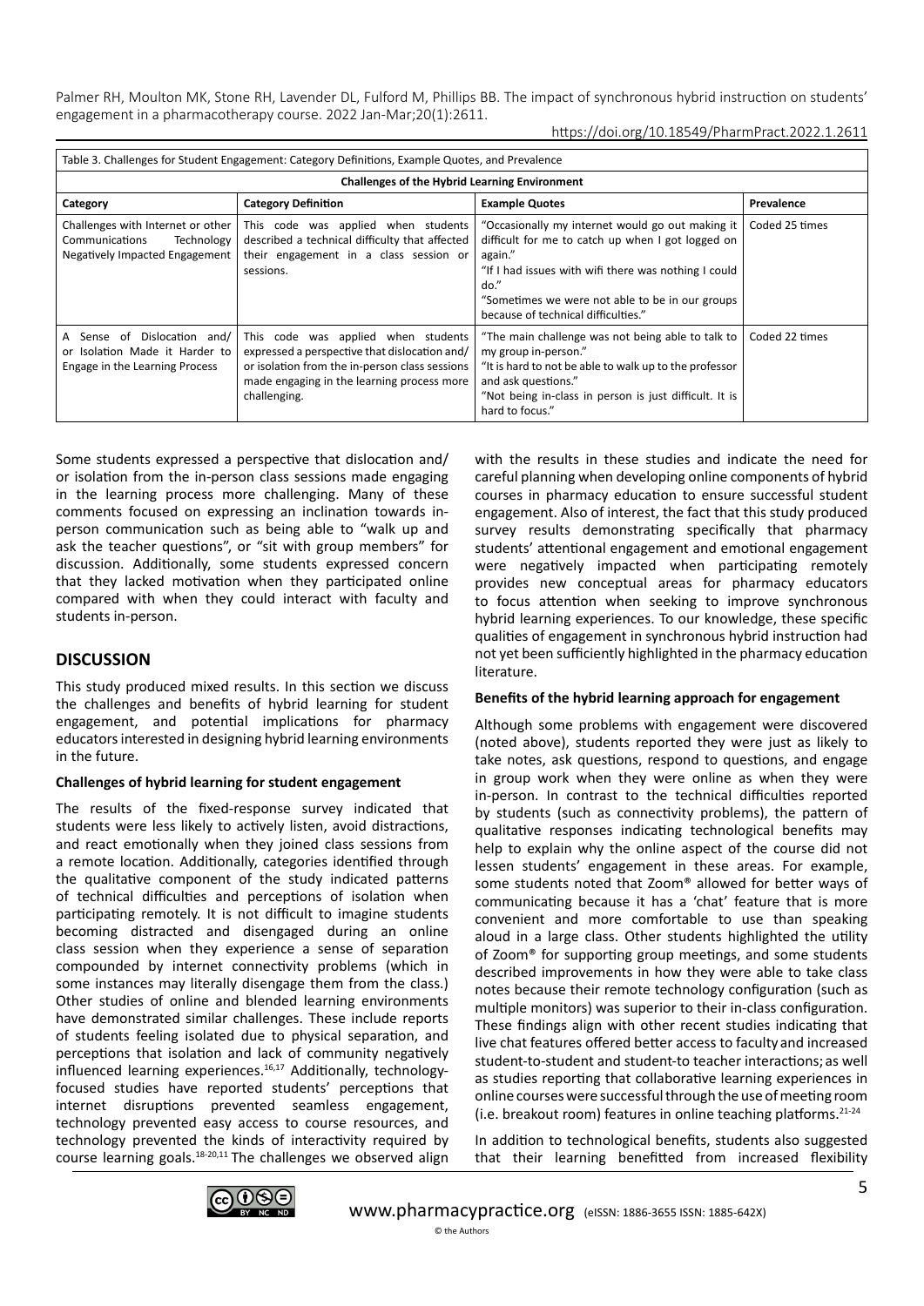Table 3. Challenges for Student Engagement: Category Definitions, Example Quotes, and Prevalence

| **Challenges of the Hybrid Learning Environment** | | | |
|---|---|---|---|
| **Category** | **Category Definition** | **Example Quotes** | **Prevalence** |
| Challenges with Internet or other Communications Technology Negatively Impacted Engagement | This code was applied when students described a technical difficulty that affected their engagement in a class session or sessions. | "Occasionally my internet would go out making it difficult for me to catch up when I got logged on again." "If I had issues with wifi there was nothing I could do." "Sometimes we were not able to be in our groups because of technical difficulties." | Coded 25 times |
| A Sense of Dislocation and/ or Isolation Made it Harder to Engage in the Learning Process | This code was applied when students expressed a perspective that dislocation and/ or isolation from the in-person class sessions made engaging in the learning process more challenging. | "The main challenge was not being able to talk to my group in-person." "It is hard to not be able to walk up to the professor and ask questions." "Not being in-class in person is just difficult. It is hard to focus." | Coded 22 times |

Some students expressed a perspective that dislocation and/ or isolation from the in-person class sessions made engaging in the learning process more challenging. Many of these comments focused on expressing an inclination towards in-person communication such as being able to "walk up and ask the teacher questions", or "sit with group members" for discussion. Additionally, some students expressed concern that they lacked motivation when they participated online compared with when they could interact with faculty and students in-person.

## DISCUSSION

This study produced mixed results. In this section we discuss the challenges and benefits of hybrid learning for student engagement, and potential implications for pharmacy educators interested in designing hybrid learning environments in the future.

### Challenges of hybrid learning for student engagement

The results of the fixed-response survey indicated that students were less likely to actively listen, avoid distractions, and react emotionally when they joined class sessions from a remote location. Additionally, categories identified through the qualitative component of the study indicated patterns of technical difficulties and perceptions of isolation when participating remotely. It is not difficult to imagine students becoming distracted and disengaged during an online class session when they experience a sense of separation compounded by internet connectivity problems (which in some instances may literally disengage them from the class.) Other studies of online and blended learning environments have demonstrated similar challenges. These include reports of students feeling isolated due to physical separation, and perceptions that isolation and lack of community negatively influenced learning experiences.[16,17] Additionally, technology-focused studies have reported students' perceptions that internet disruptions prevented seamless engagement, technology prevented easy access to course resources, and technology prevented the kinds of interactivity required by course learning goals.[18-20,11] The challenges we observed align with the results in these studies and indicate the need for careful planning when developing online components of hybrid courses in pharmacy education to ensure successful student engagement. Also of interest, the fact that this study produced survey results demonstrating specifically that pharmacy students' attentional engagement and emotional engagement were negatively impacted when participating remotely provides new conceptual areas for pharmacy educators to focus attention when seeking to improve synchronous hybrid learning experiences. To our knowledge, these specific qualities of engagement in synchronous hybrid instruction had not yet been sufficiently highlighted in the pharmacy education literature.

### Benefits of the hybrid learning approach for engagement

Although some problems with engagement were discovered (noted above), students reported they were just as likely to take notes, ask questions, respond to questions, and engage in group work when they were online as when they were in-person. In contrast to the technical difficulties reported by students (such as connectivity problems), the pattern of qualitative responses indicating technological benefits may help to explain why the online aspect of the course did not lessen students' engagement in these areas. For example, some students noted that Zoom® allowed for better ways of communicating because it has a 'chat' feature that is more convenient and more comfortable to use than speaking aloud in a large class. Other students highlighted the utility of Zoom® for supporting group meetings, and some students described improvements in how they were able to take class notes because their remote technology configuration (such as multiple monitors) was superior to their in-class configuration. These findings align with other recent studies indicating that live chat features offered better access to faculty and increased student-to-student and student-to teacher interactions; as well as studies reporting that collaborative learning experiences in online courses were successful through the use of meeting room (i.e. breakout room) features in online teaching platforms.[21-24]

In addition to technological benefits, students also suggested that their learning benefitted from increased flexibility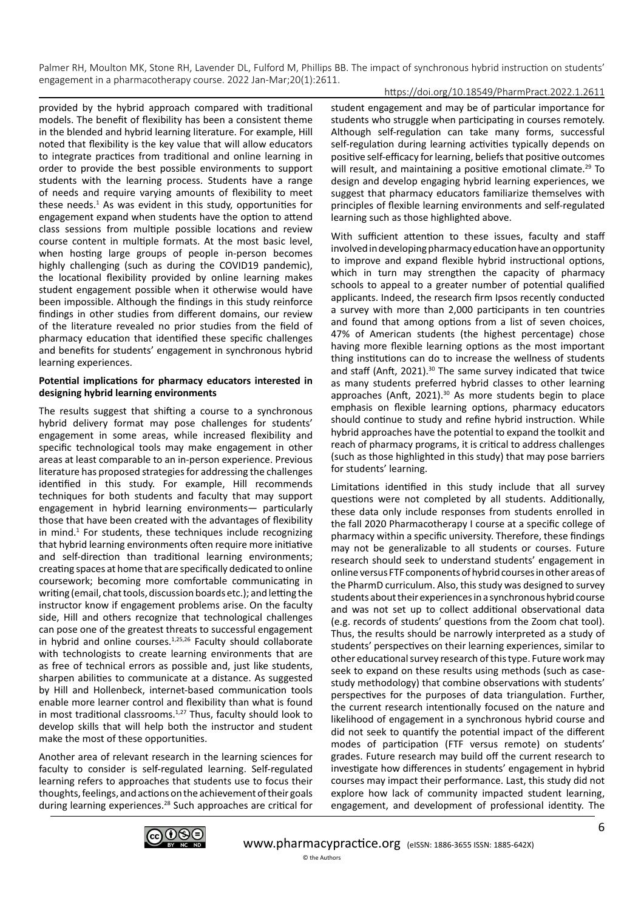provided by the hybrid approach compared with traditional models. The benefit of flexibility has been a consistent theme in the blended and hybrid learning literature. For example, Hill noted that flexibility is the key value that will allow educators to integrate practices from traditional and online learning in order to provide the best possible environments to support students with the learning process. Students have a range of needs and require varying amounts of flexibility to meet these needs.[1] As was evident in this study, opportunities for engagement expand when students have the option to attend class sessions from multiple possible locations and review course content in multiple formats. At the most basic level, when hosting large groups of people in-person becomes highly challenging (such as during the COVID19 pandemic), the locational flexibility provided by online learning makes student engagement possible when it otherwise would have been impossible. Although the findings in this study reinforce findings in other studies from different domains, our review of the literature revealed no prior studies from the field of pharmacy education that identified these specific challenges and benefits for students' engagement in synchronous hybrid learning experiences.

**Potential implications for pharmacy educators interested in designing hybrid learning environments**

The results suggest that shifting a course to a synchronous hybrid delivery format may pose challenges for students' engagement in some areas, while increased flexibility and specific technological tools may make engagement in other areas at least comparable to an in-person experience. Previous literature has proposed strategies for addressing the challenges identified in this study. For example, Hill recommends techniques for both students and faculty that may support engagement in hybrid learning environments— particularly those that have been created with the advantages of flexibility in mind.[1] For students, these techniques include recognizing that hybrid learning environments often require more initiative and self-direction than traditional learning environments; creating spaces at home that are specifically dedicated to online coursework; becoming more comfortable communicating in writing (email, chat tools, discussion boards etc.); and letting the instructor know if engagement problems arise. On the faculty side, Hill and others recognize that technological challenges can pose one of the greatest threats to successful engagement in hybrid and online courses.[1,25,26] Faculty should collaborate with technologists to create learning environments that are as free of technical errors as possible and, just like students, sharpen abilities to communicate at a distance. As suggested by Hill and Hollenbeck, internet-based communication tools enable more learner control and flexibility than what is found in most traditional classrooms.[1,27] Thus, faculty should look to develop skills that will help both the instructor and student make the most of these opportunities.

Another area of relevant research in the learning sciences for faculty to consider is self-regulated learning. Self-regulated learning refers to approaches that students use to focus their thoughts, feelings, and actions on the achievement of their goals during learning experiences.[28] Such approaches are critical for student engagement and may be of particular importance for students who struggle when participating in courses remotely. Although self-regulation can take many forms, successful self-regulation during learning activities typically depends on positive self-efficacy for learning, beliefs that positive outcomes will result, and maintaining a positive emotional climate.[29] To design and develop engaging hybrid learning experiences, we suggest that pharmacy educators familiarize themselves with principles of flexible learning environments and self-regulated learning such as those highlighted above.

With sufficient attention to these issues, faculty and staff involved in developing pharmacy education have an opportunity to improve and expand flexible hybrid instructional options, which in turn may strengthen the capacity of pharmacy schools to appeal to a greater number of potential qualified applicants. Indeed, the research firm Ipsos recently conducted a survey with more than 2,000 participants in ten countries and found that among options from a list of seven choices, 47% of American students (the highest percentage) chose having more flexible learning options as the most important thing institutions can do to increase the wellness of students and staff (Anft, 2021).[30] The same survey indicated that twice as many students preferred hybrid classes to other learning approaches (Anft, 2021).[30] As more students begin to place emphasis on flexible learning options, pharmacy educators should continue to study and refine hybrid instruction. While hybrid approaches have the potential to expand the toolkit and reach of pharmacy programs, it is critical to address challenges (such as those highlighted in this study) that may pose barriers for students' learning.

Limitations identified in this study include that all survey questions were not completed by all students. Additionally, these data only include responses from students enrolled in the fall 2020 Pharmacotherapy I course at a specific college of pharmacy within a specific university. Therefore, these findings may not be generalizable to all students or courses. Future research should seek to understand students' engagement in online versus FTF components of hybrid courses in other areas of the PharmD curriculum. Also, this study was designed to survey students about their experiences in a synchronous hybrid course and was not set up to collect additional observational data (e.g. records of students' questions from the Zoom chat tool). Thus, the results should be narrowly interpreted as a study of students' perspectives on their learning experiences, similar to other educational survey research of this type. Future work may seek to expand on these results using methods (such as case-study methodology) that combine observations with students' perspectives for the purposes of data triangulation. Further, the current research intentionally focused on the nature and likelihood of engagement in a synchronous hybrid course and did not seek to quantify the potential impact of the different modes of participation (FTF versus remote) on students' grades. Future research may build off the current research to investigate how differences in students' engagement in hybrid courses may impact their performance. Last, this study did not explore how lack of community impacted student learning, engagement, and development of professional identity. The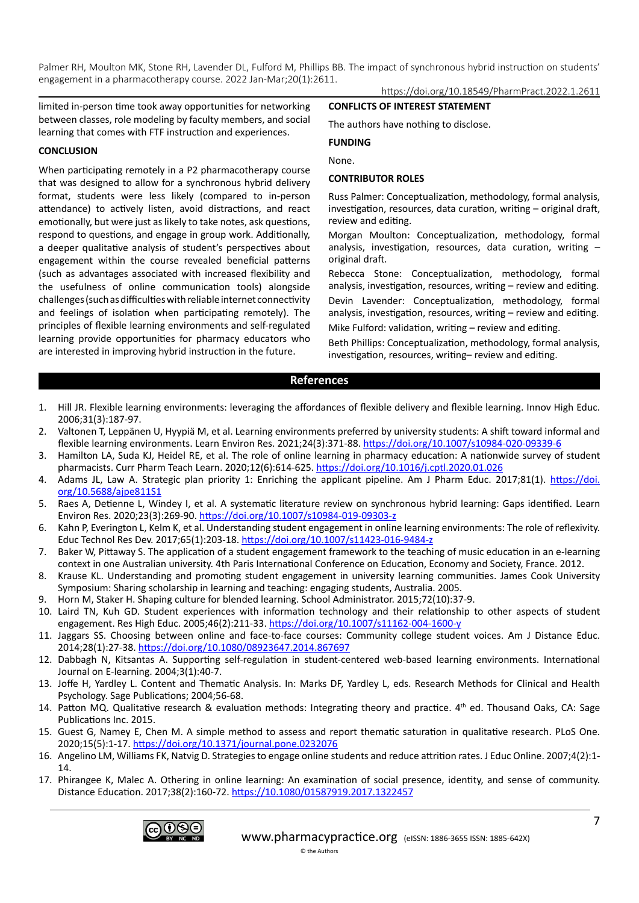limited in-person time took away opportunities for networking between classes, role modeling by faculty members, and social learning that comes with FTF instruction and experiences.

## CONCLUSION

When participating remotely in a P2 pharmacotherapy course that was designed to allow for a synchronous hybrid delivery format, students were less likely (compared to in-person attendance) to actively listen, avoid distractions, and react emotionally, but were just as likely to take notes, ask questions, respond to questions, and engage in group work. Additionally, a deeper qualitative analysis of student's perspectives about engagement within the course revealed beneficial patterns (such as advantages associated with increased flexibility and the usefulness of online communication tools) alongside challenges (such as difficulties with reliable internet connectivity and feelings of isolation when participating remotely). The principles of flexible learning environments and self-regulated learning provide opportunities for pharmacy educators who are interested in improving hybrid instruction in the future.

## CONFLICTS OF INTEREST STATEMENT

The authors have nothing to disclose.

## FUNDING

None.

## CONTRIBUTOR ROLES

Russ Palmer: Conceptualization, methodology, formal analysis, investigation, resources, data curation, writing – original draft, review and editing.

Morgan Moulton: Conceptualization, methodology, formal analysis, investigation, resources, data curation, writing – original draft.

Rebecca Stone: Conceptualization, methodology, formal analysis, investigation, resources, writing – review and editing.

Devin Lavender: Conceptualization, methodology, formal analysis, investigation, resources, writing – review and editing.

Mike Fulford: validation, writing – review and editing.

Beth Phillips: Conceptualization, methodology, formal analysis, investigation, resources, writing– review and editing.

## References

1. Hill JR. Flexible learning environments: leveraging the affordances of flexible delivery and flexible learning. Innov High Educ. 2006;31(3):187-97.
2. Valtonen T, Leppänen U, Hyypiä M, et al. Learning environments preferred by university students: A shift toward informal and flexible learning environments. Learn Environ Res. 2021;24(3):371-88. https://doi.org/10.1007/s10984-020-09339-6
3. Hamilton LA, Suda KJ, Heidel RE, et al. The role of online learning in pharmacy education: A nationwide survey of student pharmacists. Curr Pharm Teach Learn. 2020;12(6):614-625. https://doi.org/10.1016/j.cptl.2020.01.026
4. Adams JL, Law A. Strategic plan priority 1: Enriching the applicant pipeline. Am J Pharm Educ. 2017;81(1). https://doi.org/10.5688/ajpe811S1
5. Raes A, Detienne L, Windey I, et al. A systematic literature review on synchronous hybrid learning: Gaps identified. Learn Environ Res. 2020;23(3):269-90. https://doi.org/10.1007/s10984-019-09303-z
6. Kahn P, Everington L, Kelm K, et al. Understanding student engagement in online learning environments: The role of reflexivity. Educ Technol Res Dev. 2017;65(1):203-18. https://doi.org/10.1007/s11423-016-9484-z
7. Baker W, Pittaway S. The application of a student engagement framework to the teaching of music education in an e-learning context in one Australian university. 4th Paris International Conference on Education, Economy and Society, France. 2012.
8. Krause KL. Understanding and promoting student engagement in university learning communities. James Cook University Symposium: Sharing scholarship in learning and teaching: engaging students, Australia. 2005.
9. Horn M, Staker H. Shaping culture for blended learning. School Administrator. 2015;72(10):37-9.
10. Laird TN, Kuh GD. Student experiences with information technology and their relationship to other aspects of student engagement. Res High Educ. 2005;46(2):211-33. https://doi.org/10.1007/s11162-004-1600-y
11. Jaggars SS. Choosing between online and face-to-face courses: Community college student voices. Am J Distance Educ. 2014;28(1):27-38. https://doi.org/10.1080/08923647.2014.867697
12. Dabbagh N, Kitsantas A. Supporting self-regulation in student-centered web-based learning environments. International Journal on E-learning. 2004;3(1):40-7.
13. Joffe H, Yardley L. Content and Thematic Analysis. In: Marks DF, Yardley L, eds. Research Methods for Clinical and Health Psychology. Sage Publications; 2004;56-68.
14. Patton MQ. Qualitative research & evaluation methods: Integrating theory and practice. 4th ed. Thousand Oaks, CA: Sage Publications Inc. 2015.
15. Guest G, Namey E, Chen M. A simple method to assess and report thematic saturation in qualitative research. PLoS One. 2020;15(5):1-17. https://doi.org/10.1371/journal.pone.0232076
16. Angelino LM, Williams FK, Natvig D. Strategies to engage online students and reduce attrition rates. J Educ Online. 2007;4(2):1-14.
17. Phirangee K, Malec A. Othering in online learning: An examination of social presence, identity, and sense of community. Distance Education. 2017;38(2):160-72. https://10.1080/01587919.2017.1322457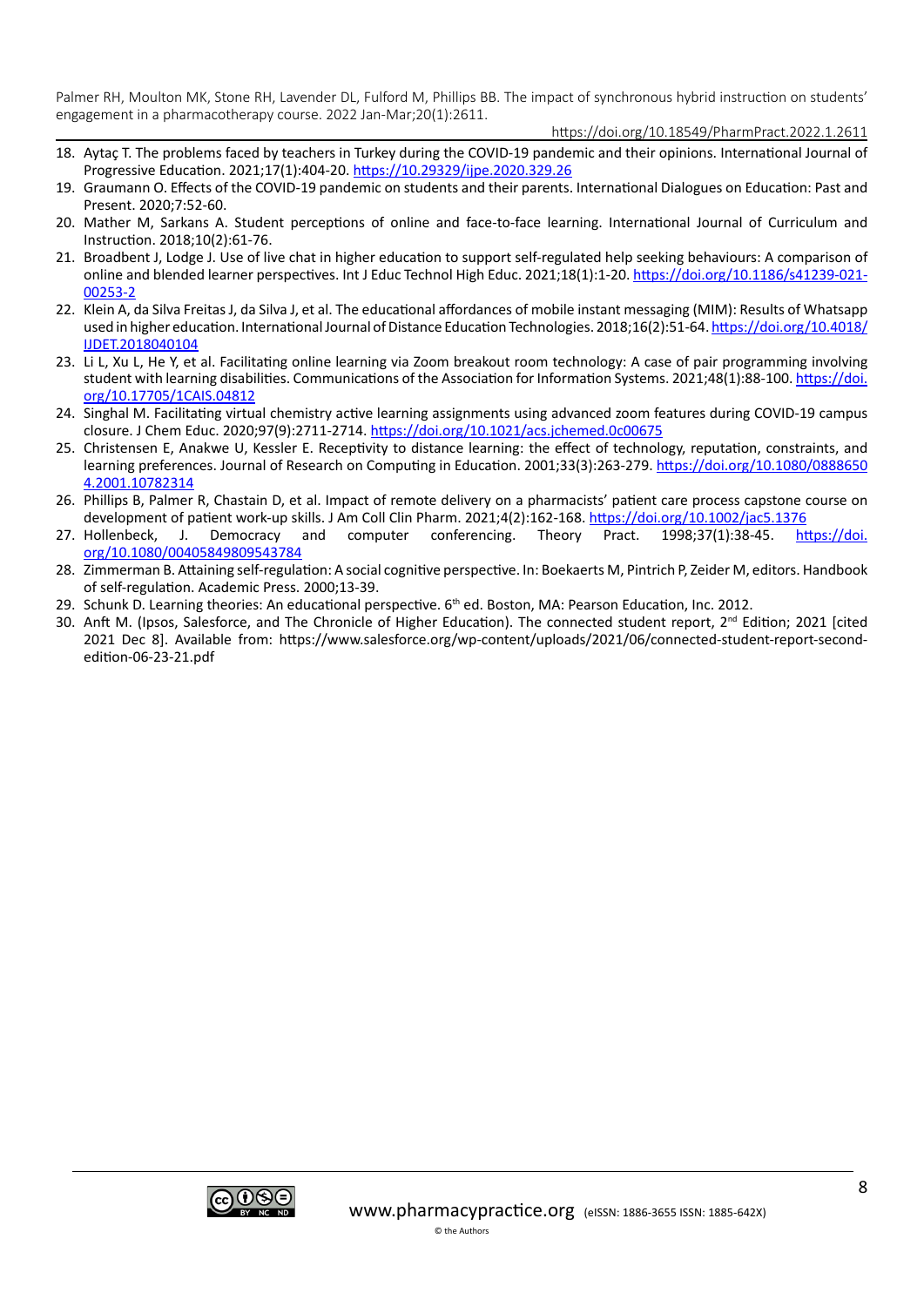18. Aytaç T. The problems faced by teachers in Turkey during the COVID-19 pandemic and their opinions. International Journal of Progressive Education. 2021;17(1):404-20. https://10.29329/ijpe.2020.329.26
19. Graumann O. Effects of the COVID-19 pandemic on students and their parents. International Dialogues on Education: Past and Present. 2020;7:52-60.
20. Mather M, Sarkans A. Student perceptions of online and face-to-face learning. International Journal of Curriculum and Instruction. 2018;10(2):61-76.
21. Broadbent J, Lodge J. Use of live chat in higher education to support self-regulated help seeking behaviours: A comparison of online and blended learner perspectives. Int J Educ Technol High Educ. 2021;18(1):1-20. https://doi.org/10.1186/s41239-021-00253-2
22. Klein A, da Silva Freitas J, da Silva J, et al. The educational affordances of mobile instant messaging (MIM): Results of Whatsapp used in higher education. International Journal of Distance Education Technologies. 2018;16(2):51-64. https://doi.org/10.4018/IJDET.2018040104
23. Li L, Xu L, He Y, et al. Facilitating online learning via Zoom breakout room technology: A case of pair programming involving student with learning disabilities. Communications of the Association for Information Systems. 2021;48(1):88-100. https://doi.org/10.17705/1CAIS.04812
24. Singhal M. Facilitating virtual chemistry active learning assignments using advanced zoom features during COVID-19 campus closure. J Chem Educ. 2020;97(9):2711-2714. https://doi.org/10.1021/acs.jchemed.0c00675
25. Christensen E, Anakwe U, Kessler E. Receptivity to distance learning: the effect of technology, reputation, constraints, and learning preferences. Journal of Research on Computing in Education. 2001;33(3):263-279. https://doi.org/10.1080/08886504.2001.10782314
26. Phillips B, Palmer R, Chastain D, et al. Impact of remote delivery on a pharmacists' patient care process capstone course on development of patient work-up skills. J Am Coll Clin Pharm. 2021;4(2):162-168. https://doi.org/10.1002/jac5.1376
27. Hollenbeck, J. Democracy and computer conferencing. Theory Pract. 1998;37(1):38-45. https://doi.org/10.1080/00405849809543784
28. Zimmerman B. Attaining self-regulation: A social cognitive perspective. In: Boekaerts M, Pintrich P, Zeider M, editors. Handbook of self-regulation. Academic Press. 2000;13-39.
29. Schunk D. Learning theories: An educational perspective. 6th ed. Boston, MA: Pearson Education, Inc. 2012.
30. Anft M. (Ipsos, Salesforce, and The Chronicle of Higher Education). The connected student report, 2nd Edition; 2021 [cited 2021 Dec 8]. Available from: https://www.salesforce.org/wp-content/uploads/2021/06/connected-student-report-second-edition-06-23-21.pdf